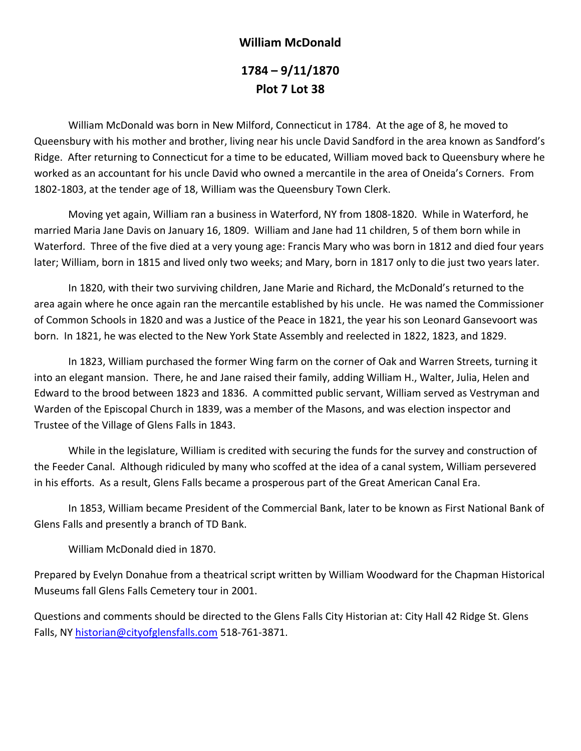# William McDonald

## 1784 – 9/11/1870
## Plot 7 Lot 38

William McDonald was born in New Milford, Connecticut in 1784. At the age of 8, he moved to Queensbury with his mother and brother, living near his uncle David Sandford in the area known as Sandford's Ridge. After returning to Connecticut for a time to be educated, William moved back to Queensbury where he worked as an accountant for his uncle David who owned a mercantile in the area of Oneida's Corners. From 1802-1803, at the tender age of 18, William was the Queensbury Town Clerk.

Moving yet again, William ran a business in Waterford, NY from 1808-1820. While in Waterford, he married Maria Jane Davis on January 16, 1809. William and Jane had 11 children, 5 of them born while in Waterford. Three of the five died at a very young age: Francis Mary who was born in 1812 and died four years later; William, born in 1815 and lived only two weeks; and Mary, born in 1817 only to die just two years later.

In 1820, with their two surviving children, Jane Marie and Richard, the McDonald's returned to the area again where he once again ran the mercantile established by his uncle. He was named the Commissioner of Common Schools in 1820 and was a Justice of the Peace in 1821, the year his son Leonard Gansevoort was born. In 1821, he was elected to the New York State Assembly and reelected in 1822, 1823, and 1829.

In 1823, William purchased the former Wing farm on the corner of Oak and Warren Streets, turning it into an elegant mansion. There, he and Jane raised their family, adding William H., Walter, Julia, Helen and Edward to the brood between 1823 and 1836. A committed public servant, William served as Vestryman and Warden of the Episcopal Church in 1839, was a member of the Masons, and was election inspector and Trustee of the Village of Glens Falls in 1843.

While in the legislature, William is credited with securing the funds for the survey and construction of the Feeder Canal. Although ridiculed by many who scoffed at the idea of a canal system, William persevered in his efforts. As a result, Glens Falls became a prosperous part of the Great American Canal Era.

In 1853, William became President of the Commercial Bank, later to be known as First National Bank of Glens Falls and presently a branch of TD Bank.

William McDonald died in 1870.

Prepared by Evelyn Donahue from a theatrical script written by William Woodward for the Chapman Historical Museums fall Glens Falls Cemetery tour in 2001.

Questions and comments should be directed to the Glens Falls City Historian at: City Hall 42 Ridge St. Glens Falls, NY historian@cityofglensfalls.com 518-761-3871.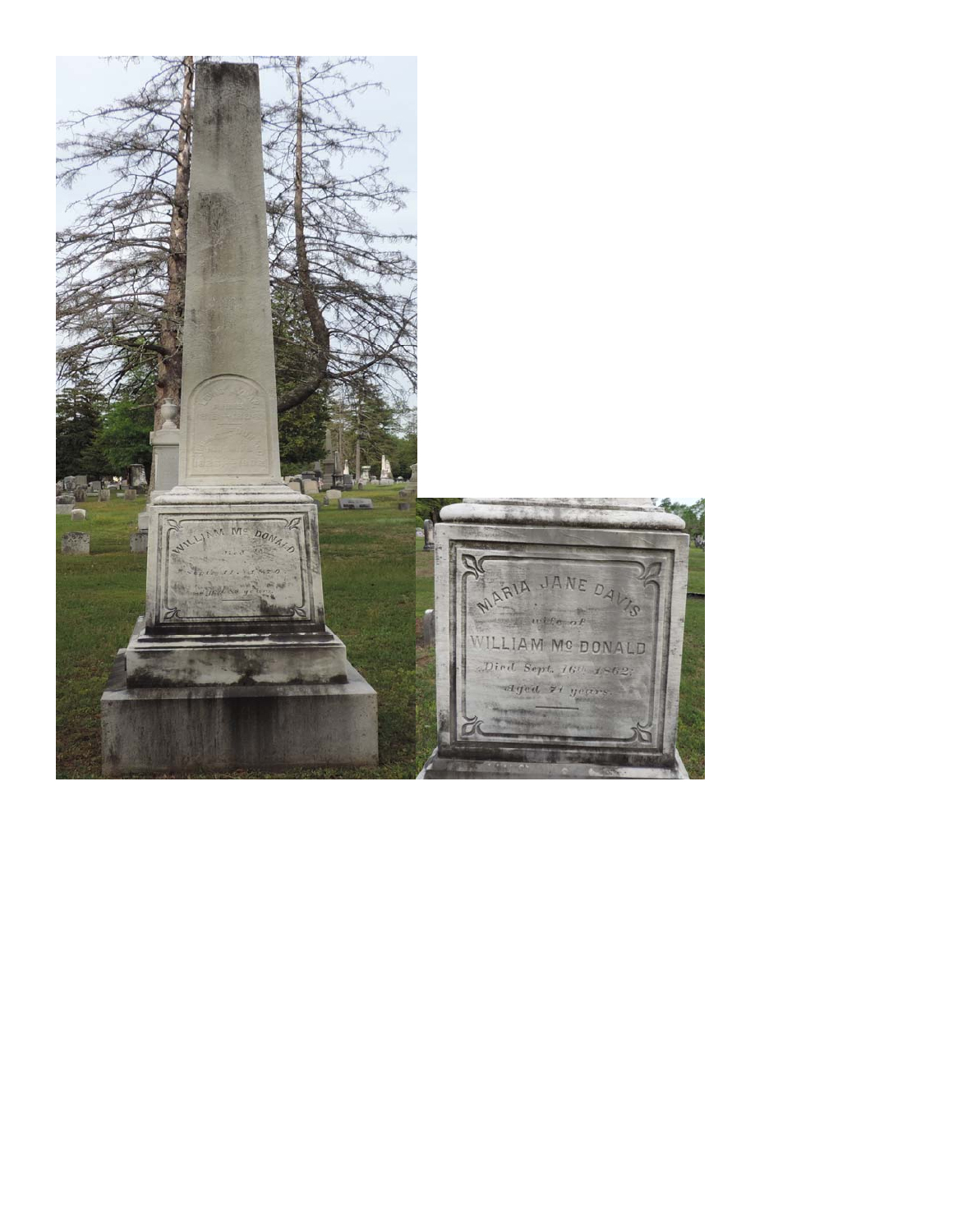WILLIAM Mc DONALD

MARIA JANE DAVIS

wife of

WILLIAM Mc DONALD

Died Sept. 16, 1862,

Aged 71 years.